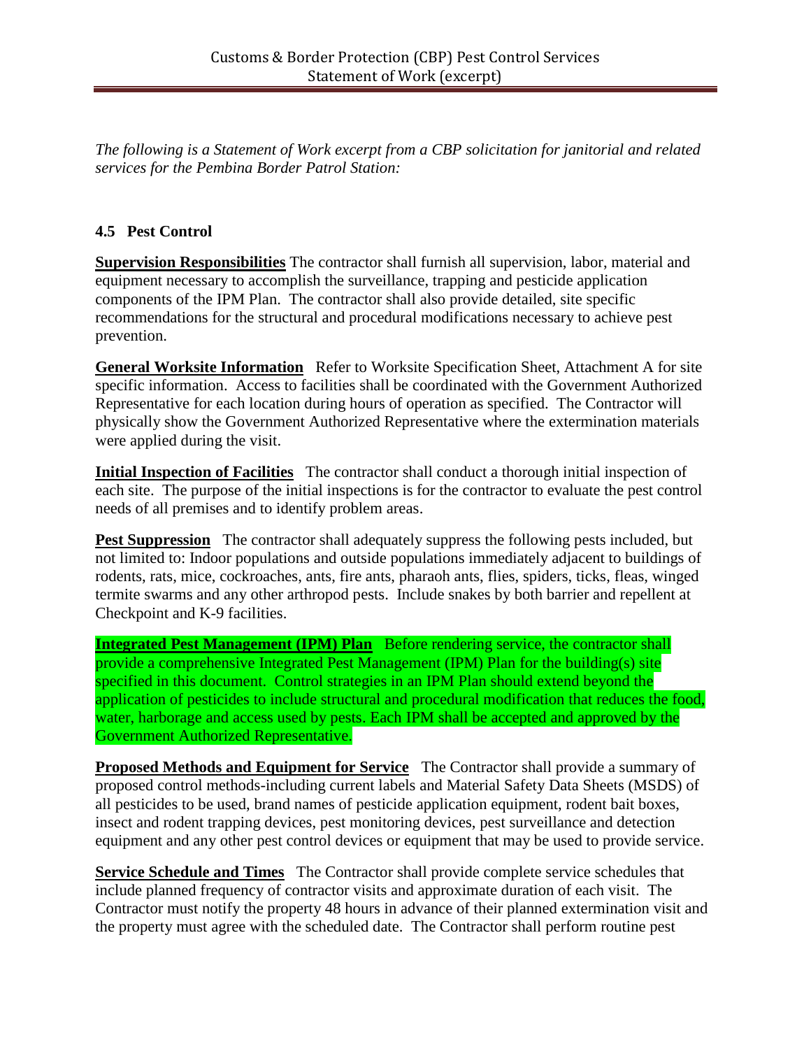# Customs & Border Protection (CBP) Pest Control Services
## Statement of Work (excerpt)

*The following is a Statement of Work excerpt from a CBP solicitation for janitorial and related services for the Pembina Border Patrol Station:*

### 4.5 Pest Control

**Supervision Responsibilities** The contractor shall furnish all supervision, labor, material and equipment necessary to accomplish the surveillance, trapping and pesticide application components of the IPM Plan. The contractor shall also provide detailed, site specific recommendations for the structural and procedural modifications necessary to achieve pest prevention.

**General Worksite Information** Refer to Worksite Specification Sheet, Attachment A for site specific information. Access to facilities shall be coordinated with the Government Authorized Representative for each location during hours of operation as specified. The Contractor will physically show the Government Authorized Representative where the extermination materials were applied during the visit.

**Initial Inspection of Facilities** The contractor shall conduct a thorough initial inspection of each site. The purpose of the initial inspections is for the contractor to evaluate the pest control needs of all premises and to identify problem areas.

**Pest Suppression** The contractor shall adequately suppress the following pests included, but not limited to: Indoor populations and outside populations immediately adjacent to buildings of rodents, rats, mice, cockroaches, ants, fire ants, pharaoh ants, flies, spiders, ticks, fleas, winged termite swarms and any other arthropod pests. Include snakes by both barrier and repellent at Checkpoint and K-9 facilities.

**Integrated Pest Management (IPM) Plan** Before rendering service, the contractor shall provide a comprehensive Integrated Pest Management (IPM) Plan for the building(s) site specified in this document. Control strategies in an IPM Plan should extend beyond the application of pesticides to include structural and procedural modification that reduces the food, water, harborage and access used by pests. Each IPM shall be accepted and approved by the Government Authorized Representative.

**Proposed Methods and Equipment for Service** The Contractor shall provide a summary of proposed control methods-including current labels and Material Safety Data Sheets (MSDS) of all pesticides to be used, brand names of pesticide application equipment, rodent bait boxes, insect and rodent trapping devices, pest monitoring devices, pest surveillance and detection equipment and any other pest control devices or equipment that may be used to provide service.

**Service Schedule and Times** The Contractor shall provide complete service schedules that include planned frequency of contractor visits and approximate duration of each visit. The Contractor must notify the property 48 hours in advance of their planned extermination visit and the property must agree with the scheduled date. The Contractor shall perform routine pest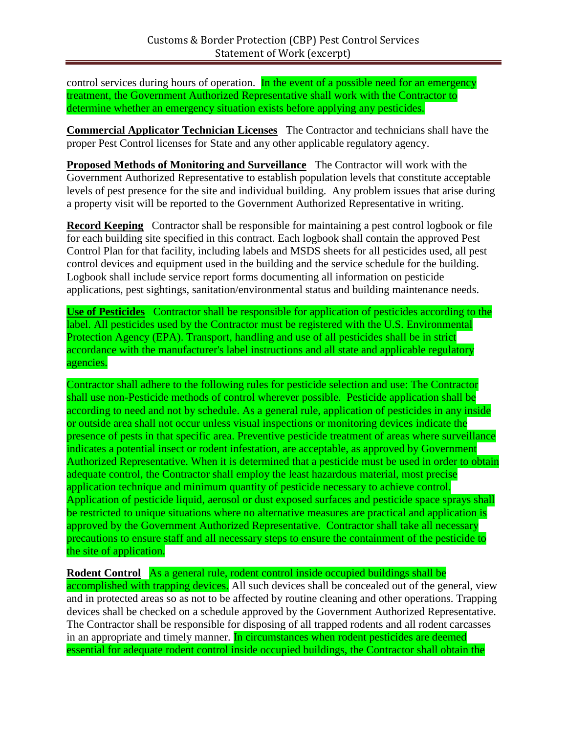control services during hours of operation. In the event of a possible need for an emergency treatment, the Government Authorized Representative shall work with the Contractor to determine whether an emergency situation exists before applying any pesticides.

**Commercial Applicator Technician Licenses** The Contractor and technicians shall have the proper Pest Control licenses for State and any other applicable regulatory agency.

**Proposed Methods of Monitoring and Surveillance** The Contractor will work with the Government Authorized Representative to establish population levels that constitute acceptable levels of pest presence for the site and individual building. Any problem issues that arise during a property visit will be reported to the Government Authorized Representative in writing.

**Record Keeping** Contractor shall be responsible for maintaining a pest control logbook or file for each building site specified in this contract. Each logbook shall contain the approved Pest Control Plan for that facility, including labels and MSDS sheets for all pesticides used, all pest control devices and equipment used in the building and the service schedule for the building. Logbook shall include service report forms documenting all information on pesticide applications, pest sightings, sanitation/environmental status and building maintenance needs.

**Use of Pesticides** Contractor shall be responsible for application of pesticides according to the label. All pesticides used by the Contractor must be registered with the U.S. Environmental Protection Agency (EPA). Transport, handling and use of all pesticides shall be in strict accordance with the manufacturer's label instructions and all state and applicable regulatory agencies.

Contractor shall adhere to the following rules for pesticide selection and use: The Contractor shall use non-Pesticide methods of control wherever possible. Pesticide application shall be according to need and not by schedule. As a general rule, application of pesticides in any inside or outside area shall not occur unless visual inspections or monitoring devices indicate the presence of pests in that specific area. Preventive pesticide treatment of areas where surveillance indicates a potential insect or rodent infestation, are acceptable, as approved by Government Authorized Representative. When it is determined that a pesticide must be used in order to obtain adequate control, the Contractor shall employ the least hazardous material, most precise application technique and minimum quantity of pesticide necessary to achieve control. Application of pesticide liquid, aerosol or dust exposed surfaces and pesticide space sprays shall be restricted to unique situations where no alternative measures are practical and application is approved by the Government Authorized Representative. Contractor shall take all necessary precautions to ensure staff and all necessary steps to ensure the containment of the pesticide to the site of application.

**Rodent Control** As a general rule, rodent control inside occupied buildings shall be accomplished with trapping devices. All such devices shall be concealed out of the general, view and in protected areas so as not to be affected by routine cleaning and other operations. Trapping devices shall be checked on a schedule approved by the Government Authorized Representative. The Contractor shall be responsible for disposing of all trapped rodents and all rodent carcasses in an appropriate and timely manner. In circumstances when rodent pesticides are deemed essential for adequate rodent control inside occupied buildings, the Contractor shall obtain the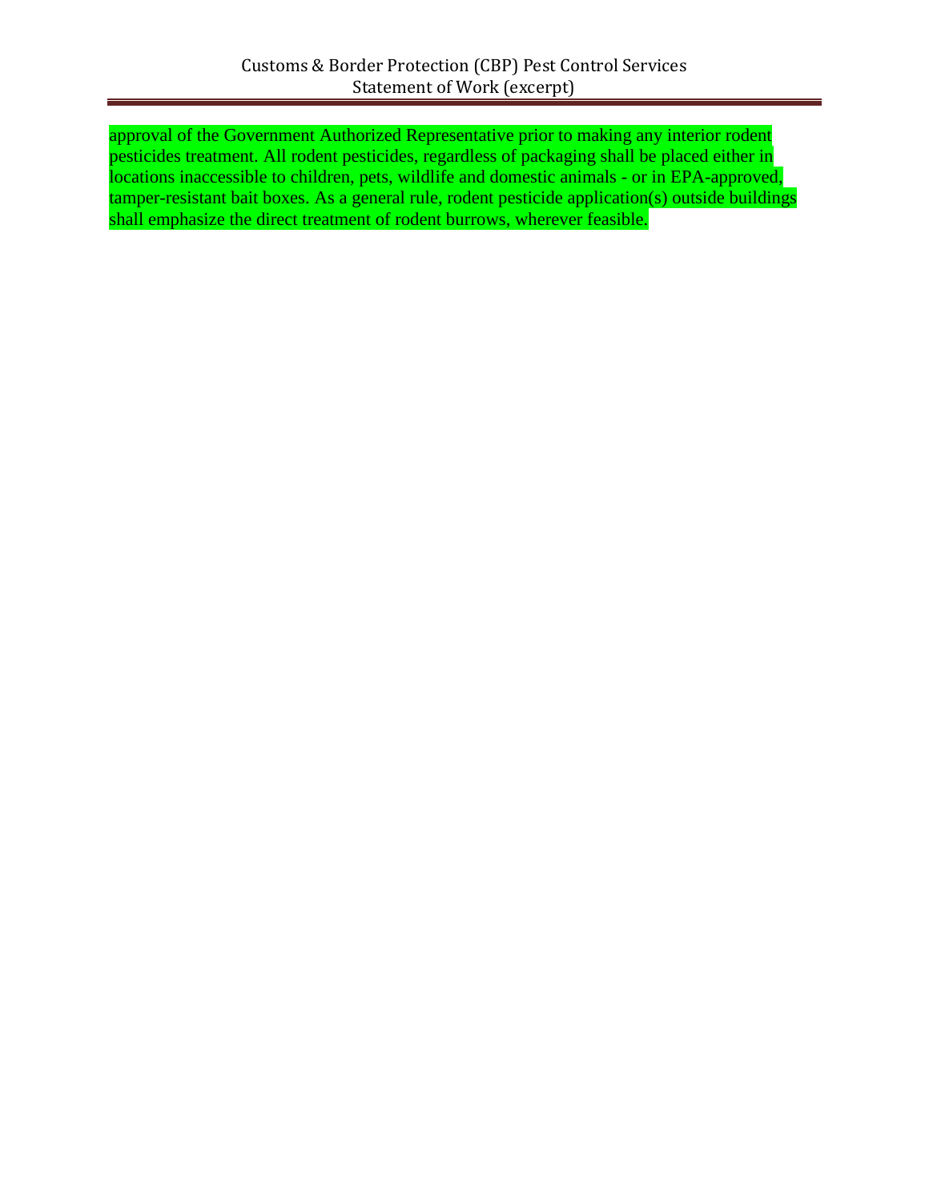approval of the Government Authorized Representative prior to making any interior rodent pesticides treatment. All rodent pesticides, regardless of packaging shall be placed either in locations inaccessible to children, pets, wildlife and domestic animals - or in EPA-approved, tamper-resistant bait boxes. As a general rule, rodent pesticide application(s) outside buildings shall emphasize the direct treatment of rodent burrows, wherever feasible.